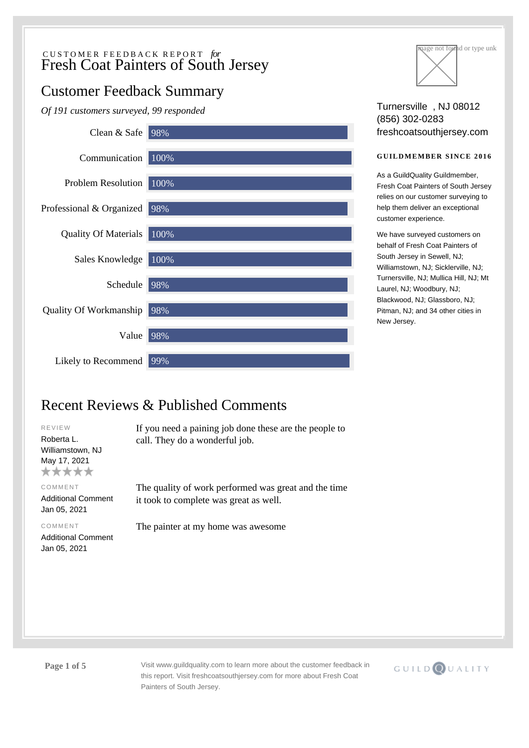CUSTOMER FEEDBACK REPORT *for*

# Fresh Coat Painters of South Jersey

## Customer Feedback Summary

*Of 191 customers surveyed, 99 responded*

| Category | Score |
|---|---|
| Clean & Safe | 98% |
| Communication | 100% |
| Problem Resolution | 100% |
| Professional & Organized | 98% |
| Quality Of Materials | 100% |
| Sales Knowledge | 100% |
| Schedule | 98% |
| Quality Of Workmanship | 98% |
| Value | 98% |
| Likely to Recommend | 99% |

Turnersville , NJ 08012
(856) 302-0283
freshcoatsouthjersey.com

**GUILDMEMBER SINCE 2016**

As a GuildQuality Guildmember, Fresh Coat Painters of South Jersey relies on our customer surveying to help them deliver an exceptional customer experience.

We have surveyed customers on behalf of Fresh Coat Painters of South Jersey in Sewell, NJ; Williamstown, NJ; Sicklerville, NJ; Turnersville, NJ; Mullica Hill, NJ; Mt Laurel, NJ; Woodbury, NJ; Blackwood, NJ; Glassboro, NJ; Pitman, NJ; and 34 other cities in New Jersey.

## Recent Reviews & Published Comments

REVIEW
Roberta L.
Williamstown, NJ
May 17, 2021
★★★★★

If you need a paining job done these are the people to call. They do a wonderful job.

COMMENT
Additional Comment
Jan 05, 2021

The quality of work performed was great and the time it took to complete was great as well.

COMMENT
Additional Comment
Jan 05, 2021

The painter at my home was awesome

Visit www.guildquality.com to learn more about the customer feedback in this report. Visit freshcoatsouthjersey.com for more about Fresh Coat Painters of South Jersey.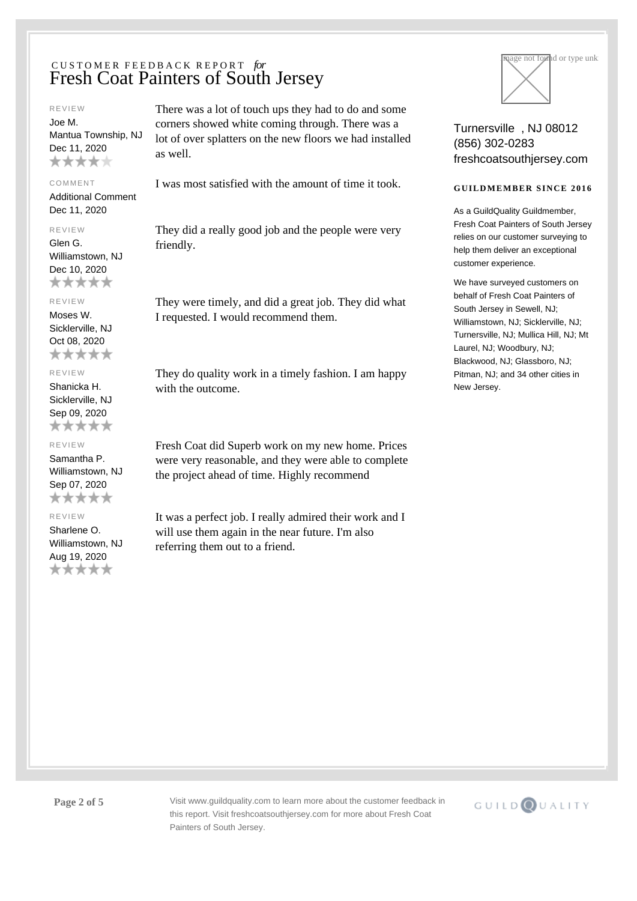CUSTOMER FEEDBACK REPORT *for*

# Fresh Coat Painters of South Jersey

REVIEW
Joe M.
Mantua Township, NJ
Dec 11, 2020
★★★★☆

There was a lot of touch ups they had to do and some corners showed white coming through. There was a lot of over splatters on the new floors we had installed as well.

COMMENT
Additional Comment
Dec 11, 2020

I was most satisfied with the amount of time it took.

REVIEW
Glen G.
Williamstown, NJ
Dec 10, 2020
★★★★★

They did a really good job and the people were very friendly.

REVIEW
Moses W.
Sicklerville, NJ
Oct 08, 2020
★★★★★

They were timely, and did a great job. They did what I requested. I would recommend them.

REVIEW
Shanicka H.
Sicklerville, NJ
Sep 09, 2020
★★★★★

They do quality work in a timely fashion. I am happy with the outcome.

REVIEW
Samantha P.
Williamstown, NJ
Sep 07, 2020
★★★★★

Fresh Coat did Superb work on my new home. Prices were very reasonable, and they were able to complete the project ahead of time. Highly recommend

REVIEW
Sharlene O.
Williamstown, NJ
Aug 19, 2020
★★★★★

It was a perfect job. I really admired their work and I will use them again in the near future. I'm also referring them out to a friend.

Turnersville , NJ 08012
(856) 302-0283
freshcoatsouthjersey.com

**GUILDMEMBER SINCE 2016**

As a GuildQuality Guildmember, Fresh Coat Painters of South Jersey relies on our customer surveying to help them deliver an exceptional customer experience.

We have surveyed customers on behalf of Fresh Coat Painters of South Jersey in Sewell, NJ; Williamstown, NJ; Sicklerville, NJ; Turnersville, NJ; Mullica Hill, NJ; Mt Laurel, NJ; Woodbury, NJ; Blackwood, NJ; Glassboro, NJ; Pitman, NJ; and 34 other cities in New Jersey.

Visit www.guildquality.com to learn more about the customer feedback in this report. Visit freshcoatsouthjersey.com for more about Fresh Coat Painters of South Jersey.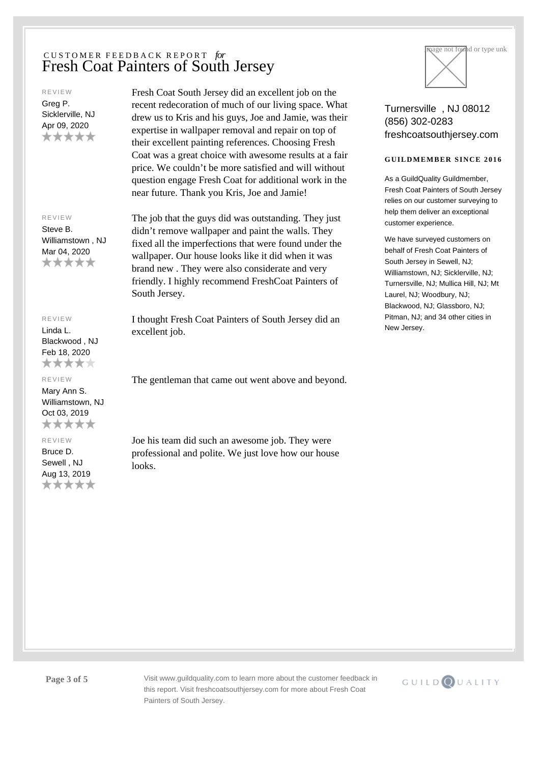CUSTOMER FEEDBACK REPORT *for*

# Fresh Coat Painters of South Jersey

REVIEW

Greg P.
Sicklerville, NJ
Apr 09, 2020
★★★★★

Fresh Coat South Jersey did an excellent job on the recent redecoration of much of our living space. What drew us to Kris and his guys, Joe and Jamie, was their expertise in wallpaper removal and repair on top of their excellent painting references. Choosing Fresh Coat was a great choice with awesome results at a fair price. We couldn't be more satisfied and will without question engage Fresh Coat for additional work in the near future. Thank you Kris, Joe and Jamie!

REVIEW

Steve B.
Williamstown , NJ
Mar 04, 2020
★★★★★

The job that the guys did was outstanding. They just didn't remove wallpaper and paint the walls. They fixed all the imperfections that were found under the wallpaper. Our house looks like it did when it was brand new . They were also considerate and very friendly. I highly recommend FreshCoat Painters of South Jersey.

REVIEW

Linda L.
Blackwood , NJ
Feb 18, 2020
★★★★☆

I thought Fresh Coat Painters of South Jersey did an excellent job.

REVIEW

Mary Ann S.
Williamstown, NJ
Oct 03, 2019
★★★★★

The gentleman that came out went above and beyond.

REVIEW

Bruce D.
Sewell , NJ
Aug 13, 2019
★★★★★

Joe his team did such an awesome job. They were professional and polite. We just love how our house looks.

Turnersville , NJ 08012
(856) 302-0283
freshcoatsouthjersey.com

**GUILDMEMBER SINCE 2016**

As a GuildQuality Guildmember, Fresh Coat Painters of South Jersey relies on our customer surveying to help them deliver an exceptional customer experience.

We have surveyed customers on behalf of Fresh Coat Painters of South Jersey in Sewell, NJ; Williamstown, NJ; Sicklerville, NJ; Turnersville, NJ; Mullica Hill, NJ; Mt Laurel, NJ; Woodbury, NJ; Blackwood, NJ; Glassboro, NJ; Pitman, NJ; and 34 other cities in New Jersey.

Visit www.guildquality.com to learn more about the customer feedback in this report. Visit freshcoatsouthjersey.com for more about Fresh Coat Painters of South Jersey.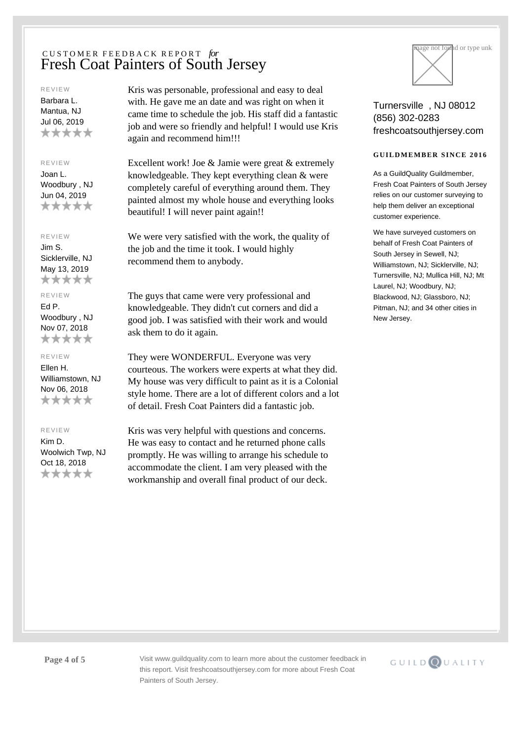CUSTOMER FEEDBACK REPORT *for*

# Fresh Coat Painters of South Jersey

REVIEW

Barbara L.
Mantua, NJ
Jul 06, 2019
★★★★★

Kris was personable, professional and easy to deal with. He gave me an date and was right on when it came time to schedule the job. His staff did a fantastic job and were so friendly and helpful! I would use Kris again and recommend him!!!

REVIEW

Joan L.
Woodbury , NJ
Jun 04, 2019
★★★★★

Excellent work! Joe & Jamie were great & extremely knowledgeable. They kept everything clean & were completely careful of everything around them. They painted almost my whole house and everything looks beautiful! I will never paint again!!

REVIEW

Jim S.
Sicklerville, NJ
May 13, 2019
★★★★★

We were very satisfied with the work, the quality of the job and the time it took. I would highly recommend them to anybody.

REVIEW

Ed P.
Woodbury , NJ
Nov 07, 2018
★★★★★

The guys that came were very professional and knowledgeable. They didn't cut corners and did a good job. I was satisfied with their work and would ask them to do it again.

REVIEW

Ellen H.
Williamstown, NJ
Nov 06, 2018
★★★★★

They were WONDERFUL. Everyone was very courteous. The workers were experts at what they did. My house was very difficult to paint as it is a Colonial style home. There are a lot of different colors and a lot of detail. Fresh Coat Painters did a fantastic job.

REVIEW

Kim D.
Woolwich Twp, NJ
Oct 18, 2018
★★★★★

Kris was very helpful with questions and concerns. He was easy to contact and he returned phone calls promptly. He was willing to arrange his schedule to accommodate the client. I am very pleased with the workmanship and overall final product of our deck.

Turnersville , NJ 08012
(856) 302-0283
freshcoatsouthjersey.com

**GUILDMEMBER SINCE 2016**

As a GuildQuality Guildmember, Fresh Coat Painters of South Jersey relies on our customer surveying to help them deliver an exceptional customer experience.

We have surveyed customers on behalf of Fresh Coat Painters of South Jersey in Sewell, NJ; Williamstown, NJ; Sicklerville, NJ; Turnersville, NJ; Mullica Hill, NJ; Mt Laurel, NJ; Woodbury, NJ; Blackwood, NJ; Glassboro, NJ; Pitman, NJ; and 34 other cities in New Jersey.

Visit www.guildquality.com to learn more about the customer feedback in this report. Visit freshcoatsouthjersey.com for more about Fresh Coat Painters of South Jersey.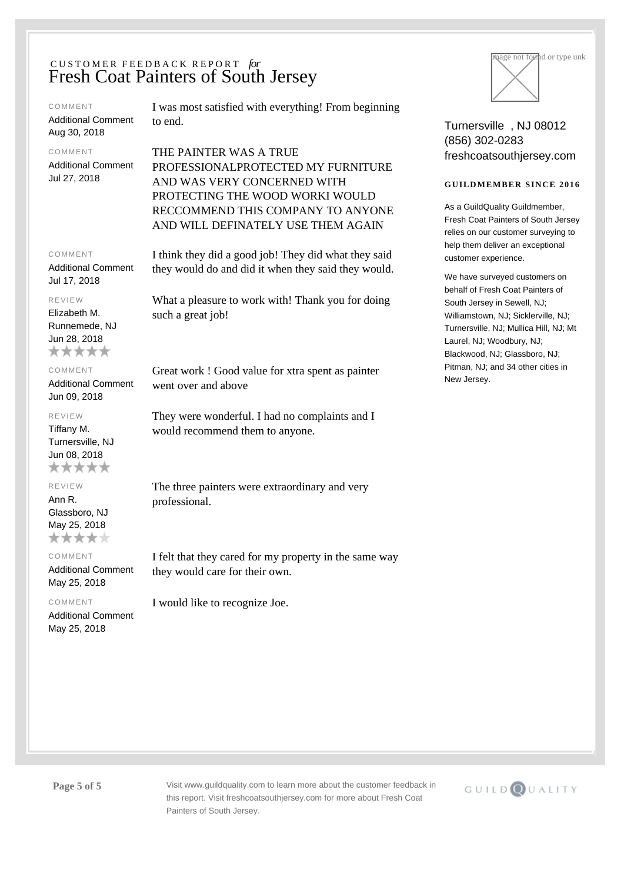CUSTOMER FEEDBACK REPORT *for*

# Fresh Coat Painters of South Jersey

COMMENT
Additional Comment
Aug 30, 2018

I was most satisfied with everything! From beginning to end.

COMMENT
Additional Comment
Jul 27, 2018

THE PAINTER WAS A TRUE PROFESSIONALPROTECTED MY FURNITURE AND WAS VERY CONCERNED WITH PROTECTING THE WOOD WORKI WOULD RECCOMMEND THIS COMPANY TO ANYONE AND WILL DEFINATELY USE THEM AGAIN

COMMENT
Additional Comment
Jul 17, 2018

I think they did a good job! They did what they said they would do and did it when they said they would.

REVIEW
Elizabeth M.
Runnemede, NJ
Jun 28, 2018
★★★★★

What a pleasure to work with! Thank you for doing such a great job!

COMMENT
Additional Comment
Jun 09, 2018

Great work ! Good value for xtra spent as painter went over and above

REVIEW
Tiffany M.
Turnersville, NJ
Jun 08, 2018
★★★★★

They were wonderful. I had no complaints and I would recommend them to anyone.

REVIEW
Ann R.
Glassboro, NJ
May 25, 2018
★★★★☆

The three painters were extraordinary and very professional.

COMMENT
Additional Comment
May 25, 2018

I felt that they cared for my property in the same way they would care for their own.

COMMENT
Additional Comment
May 25, 2018

I would like to recognize Joe.

Turnersville , NJ 08012
(856) 302-0283
freshcoatsouthjersey.com

**GUILDMEMBER SINCE 2016**

As a GuildQuality Guildmember, Fresh Coat Painters of South Jersey relies on our customer surveying to help them deliver an exceptional customer experience.

We have surveyed customers on behalf of Fresh Coat Painters of South Jersey in Sewell, NJ; Williamstown, NJ; Sicklerville, NJ; Turnersville, NJ; Mullica Hill, NJ; Mt Laurel, NJ; Woodbury, NJ; Blackwood, NJ; Glassboro, NJ; Pitman, NJ; and 34 other cities in New Jersey.

Visit www.guildquality.com to learn more about the customer feedback in this report. Visit freshcoatsouthjersey.com for more about Fresh Coat Painters of South Jersey.